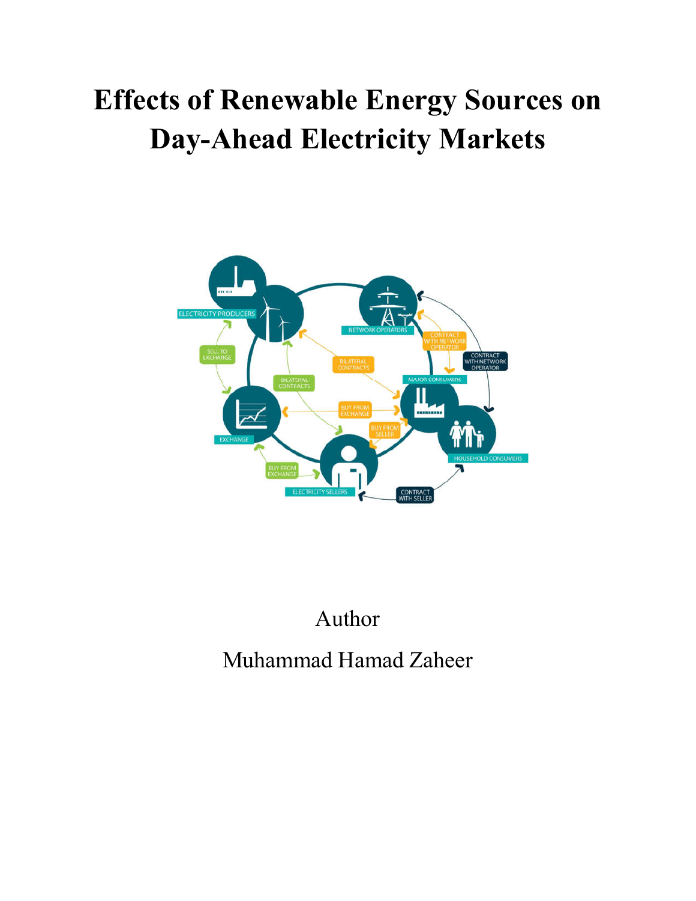# Effects of Renewable Energy Sources on Day-Ahead Electricity Markets

Author

Muhammad Hamad Zaheer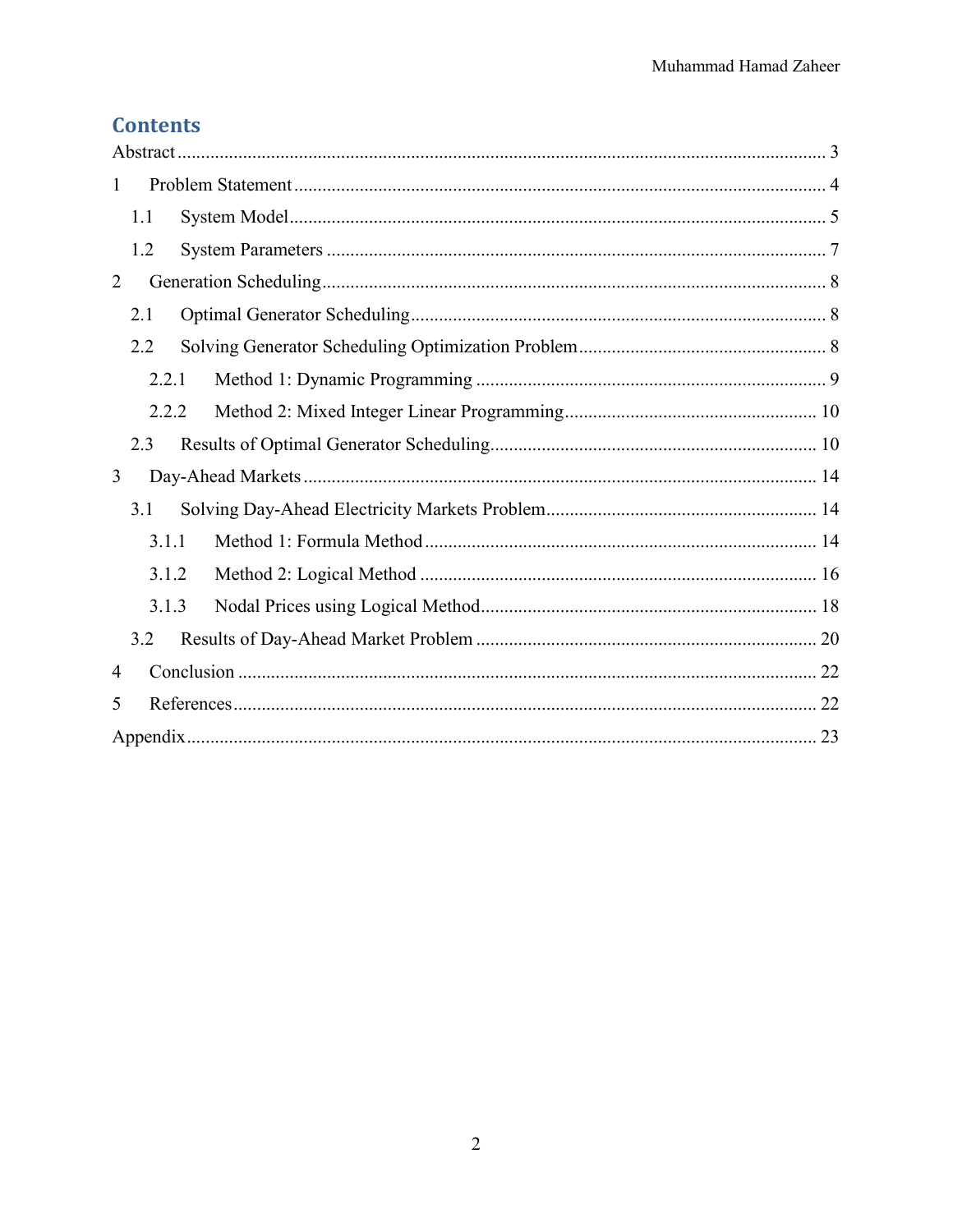# Contents

Abstract ........................................................................................................................ 3

1 Problem Statement ................................................................................................ 4

  1.1 System Model ................................................................................................. 5

  1.2 System Parameters .......................................................................................... 7

2 Generation Scheduling ........................................................................................... 8

  2.1 Optimal Generator Scheduling ........................................................................ 8

  2.2 Solving Generator Scheduling Optimization Problem ....................................... 8

    2.2.1 Method 1: Dynamic Programming ............................................................. 9

    2.2.2 Method 2: Mixed Integer Linear Programming ........................................ 10

  2.3 Results of Optimal Generator Scheduling ...................................................... 10

3 Day-Ahead Markets ............................................................................................. 14

  3.1 Solving Day-Ahead Electricity Markets Problem ........................................... 14

    3.1.1 Method 1: Formula Method ..................................................................... 14

    3.1.2 Method 2: Logical Method ...................................................................... 16

    3.1.3 Nodal Prices using Logical Method ......................................................... 18

  3.2 Results of Day-Ahead Market Problem ......................................................... 20

4 Conclusion .......................................................................................................... 22

5 References ........................................................................................................... 22

Appendix ................................................................................................................. 23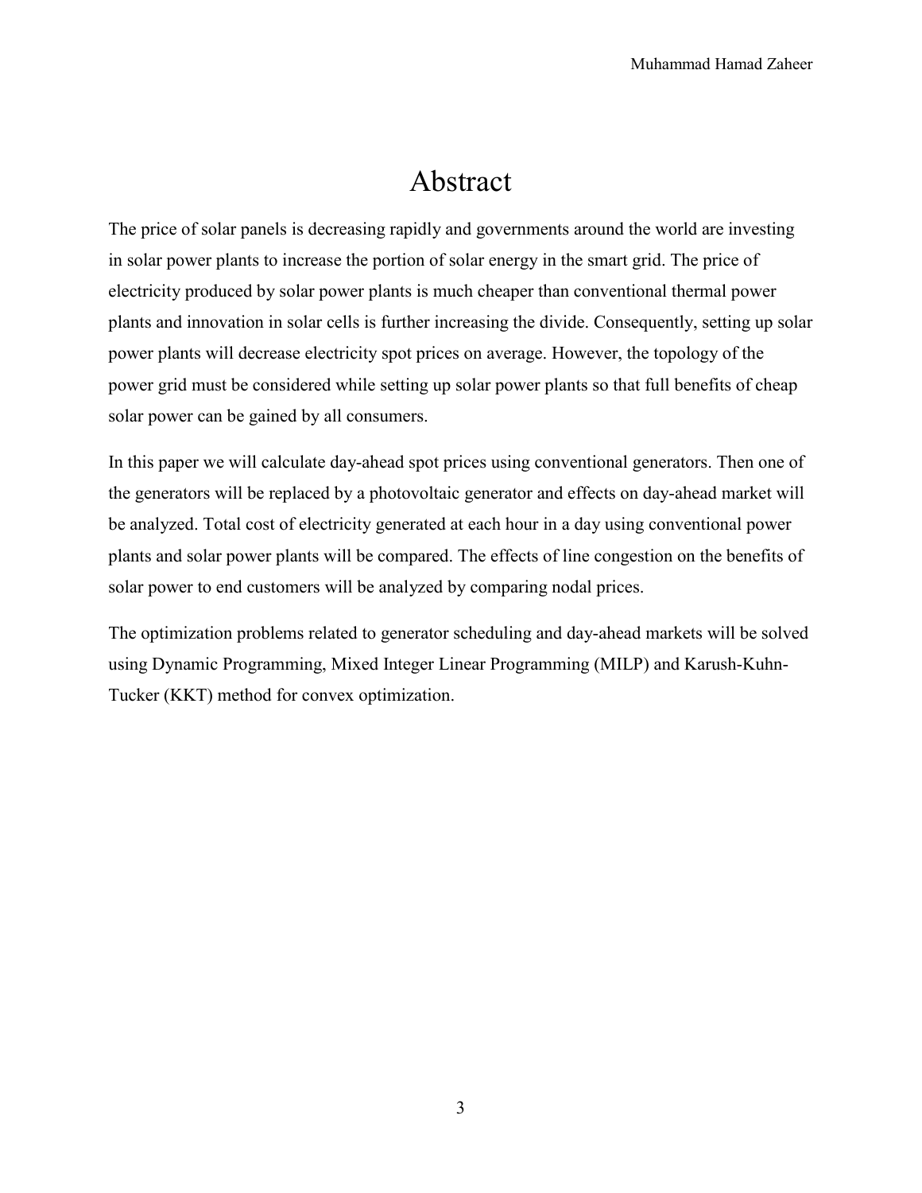# Abstract

The price of solar panels is decreasing rapidly and governments around the world are investing in solar power plants to increase the portion of solar energy in the smart grid. The price of electricity produced by solar power plants is much cheaper than conventional thermal power plants and innovation in solar cells is further increasing the divide. Consequently, setting up solar power plants will decrease electricity spot prices on average. However, the topology of the power grid must be considered while setting up solar power plants so that full benefits of cheap solar power can be gained by all consumers.

In this paper we will calculate day-ahead spot prices using conventional generators. Then one of the generators will be replaced by a photovoltaic generator and effects on day-ahead market will be analyzed. Total cost of electricity generated at each hour in a day using conventional power plants and solar power plants will be compared. The effects of line congestion on the benefits of solar power to end customers will be analyzed by comparing nodal prices.

The optimization problems related to generator scheduling and day-ahead markets will be solved using Dynamic Programming, Mixed Integer Linear Programming (MILP) and Karush-Kuhn-Tucker (KKT) method for convex optimization.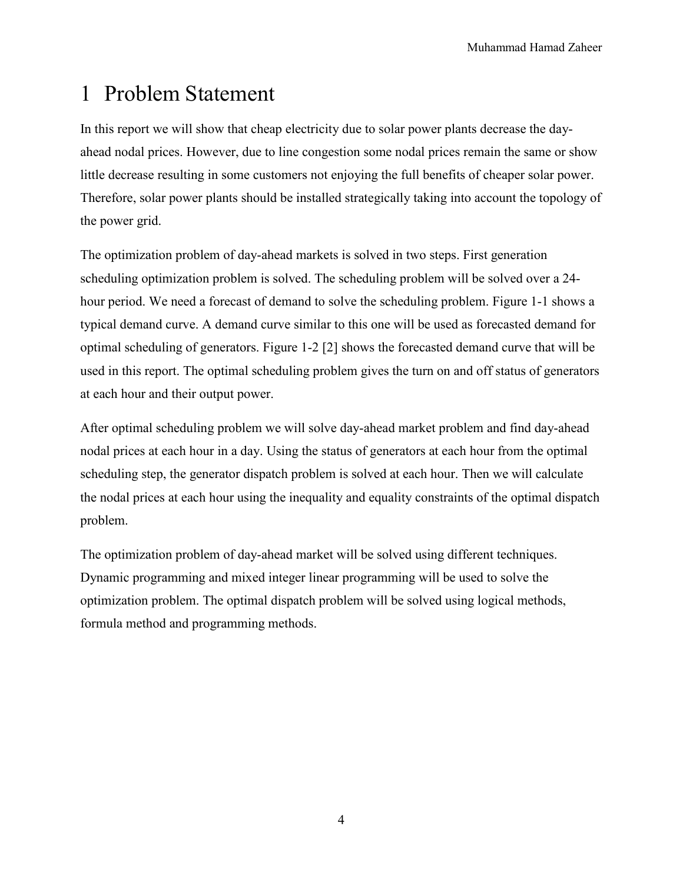# 1 Problem Statement

In this report we will show that cheap electricity due to solar power plants decrease the day-ahead nodal prices. However, due to line congestion some nodal prices remain the same or show little decrease resulting in some customers not enjoying the full benefits of cheaper solar power. Therefore, solar power plants should be installed strategically taking into account the topology of the power grid.

The optimization problem of day-ahead markets is solved in two steps. First generation scheduling optimization problem is solved. The scheduling problem will be solved over a 24-hour period. We need a forecast of demand to solve the scheduling problem. Figure 1-1 shows a typical demand curve. A demand curve similar to this one will be used as forecasted demand for optimal scheduling of generators. Figure 1-2 [2] shows the forecasted demand curve that will be used in this report. The optimal scheduling problem gives the turn on and off status of generators at each hour and their output power.

After optimal scheduling problem we will solve day-ahead market problem and find day-ahead nodal prices at each hour in a day. Using the status of generators at each hour from the optimal scheduling step, the generator dispatch problem is solved at each hour. Then we will calculate the nodal prices at each hour using the inequality and equality constraints of the optimal dispatch problem.

The optimization problem of day-ahead market will be solved using different techniques. Dynamic programming and mixed integer linear programming will be used to solve the optimization problem. The optimal dispatch problem will be solved using logical methods, formula method and programming methods.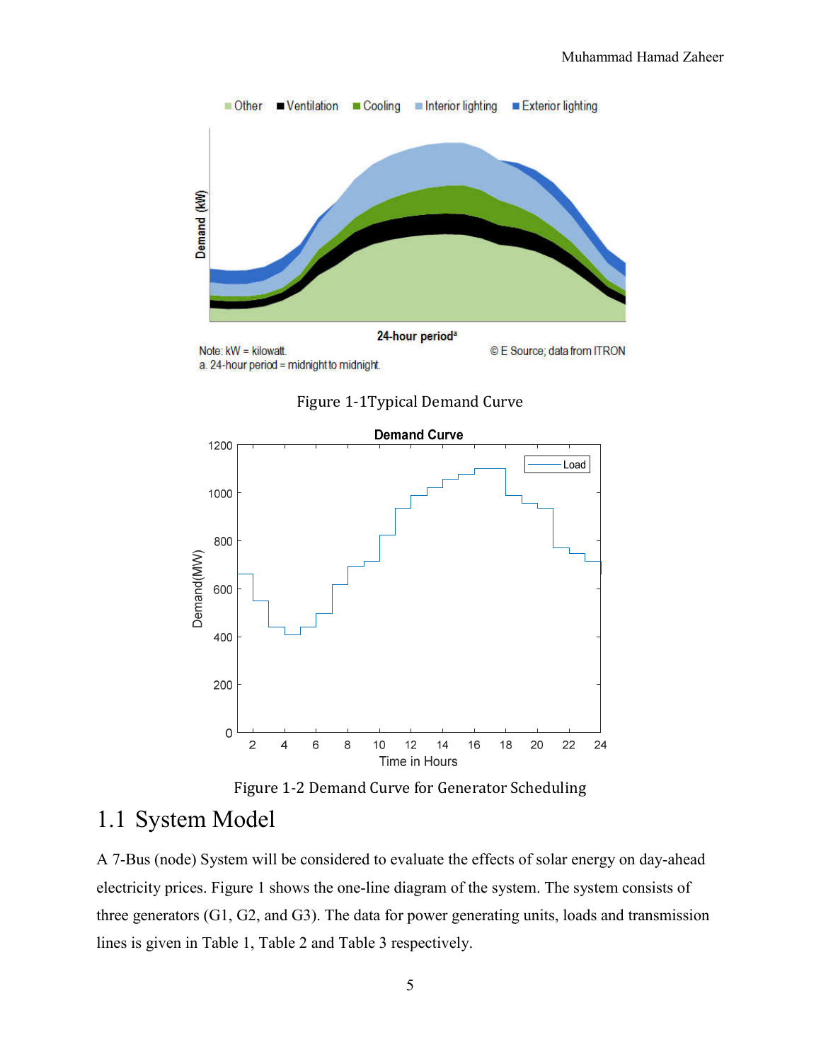Figure 1-1Typical Demand Curve

Figure 1-2 Demand Curve for Generator Scheduling

## 1.1 System Model

A 7-Bus (node) System will be considered to evaluate the effects of solar energy on day-ahead electricity prices. Figure 1 shows the one-line diagram of the system. The system consists of three generators (G1, G2, and G3). The data for power generating units, loads and transmission lines is given in Table 1, Table 2 and Table 3 respectively.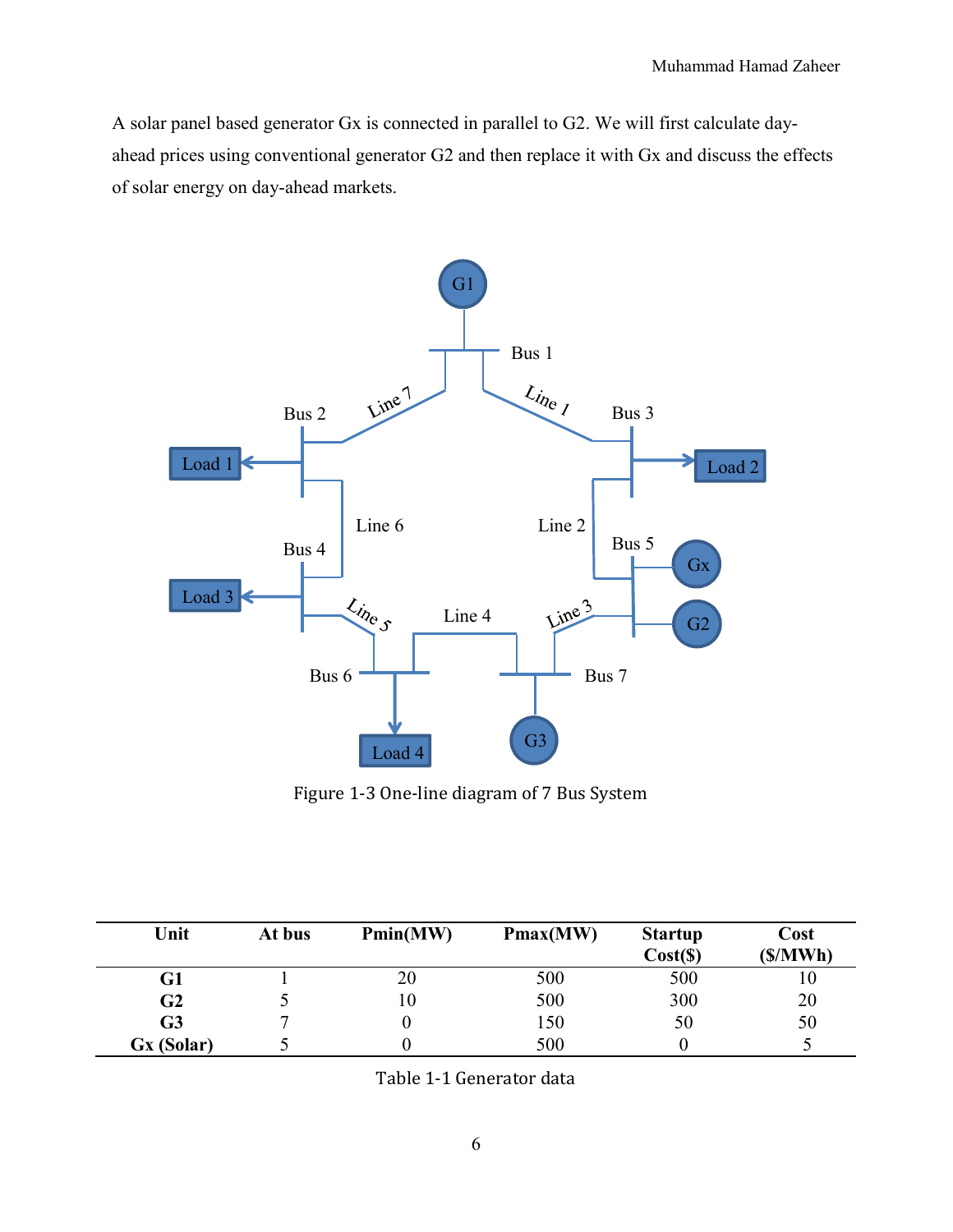A solar panel based generator Gx is connected in parallel to G2. We will first calculate day-ahead prices using conventional generator G2 and then replace it with Gx and discuss the effects of solar energy on day-ahead markets.

Figure 1-3 One-line diagram of 7 Bus System

| Unit | At bus | Pmin(MW) | Pmax(MW) | Startup Cost($) | Cost ($/MWh) |
|---|---|---|---|---|---|
| **G1** | 1 | 20 | 500 | 500 | 10 |
| **G2** | 5 | 10 | 500 | 300 | 20 |
| **G3** | 7 | 0 | 150 | 50 | 50 |
| **Gx (Solar)** | 5 | 0 | 500 | 0 | 5 |

Table 1-1 Generator data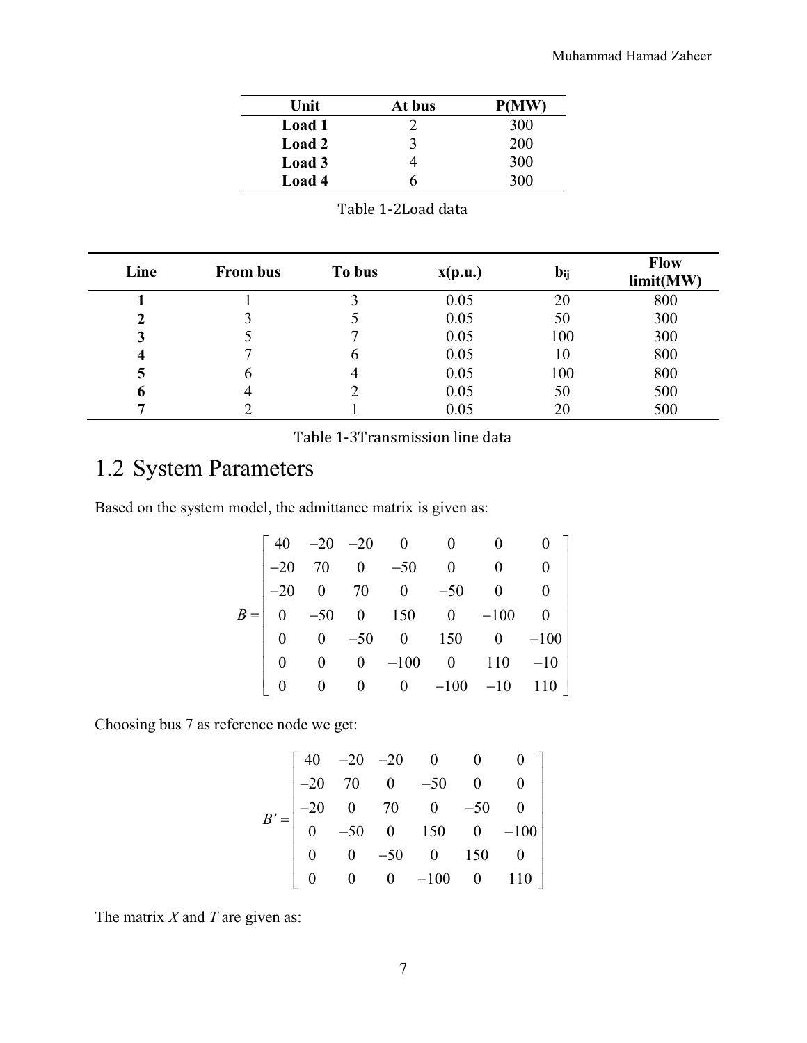| Unit | At bus | P(MW) |
|---|---|---|
| **Load 1** | 2 | 300 |
| **Load 2** | 3 | 200 |
| **Load 3** | 4 | 300 |
| **Load 4** | 6 | 300 |

Table 1-2Load data

| Line | From bus | To bus | x(p.u.) | $b_{ij}$ | Flow limit(MW) |
|---|---|---|---|---|---|
| **1** | 1 | 3 | 0.05 | 20 | 800 |
| **2** | 3 | 5 | 0.05 | 50 | 300 |
| **3** | 5 | 7 | 0.05 | 100 | 300 |
| **4** | 7 | 6 | 0.05 | 10 | 800 |
| **5** | 6 | 4 | 0.05 | 100 | 800 |
| **6** | 4 | 2 | 0.05 | 50 | 500 |
| **7** | 2 | 1 | 0.05 | 20 | 500 |

Table 1-3Transmission line data

## 1.2 System Parameters

Based on the system model, the admittance matrix is given as:

$$B = \begin{bmatrix} 40 & -20 & -20 & 0 & 0 & 0 & 0 \\ -20 & 70 & 0 & -50 & 0 & 0 & 0 \\ -20 & 0 & 70 & 0 & -50 & 0 & 0 \\ 0 & -50 & 0 & 150 & 0 & -100 & 0 \\ 0 & 0 & -50 & 0 & 150 & 0 & -100 \\ 0 & 0 & 0 & -100 & 0 & 110 & -10 \\ 0 & 0 & 0 & 0 & -100 & -10 & 110 \end{bmatrix}$$

Choosing bus 7 as reference node we get:

$$B' = \begin{bmatrix} 40 & -20 & -20 & 0 & 0 & 0 \\ -20 & 70 & 0 & -50 & 0 & 0 \\ -20 & 0 & 70 & 0 & -50 & 0 \\ 0 & -50 & 0 & 150 & 0 & -100 \\ 0 & 0 & -50 & 0 & 150 & 0 \\ 0 & 0 & 0 & -100 & 0 & 110 \end{bmatrix}$$

The matrix $X$ and $T$ are given as: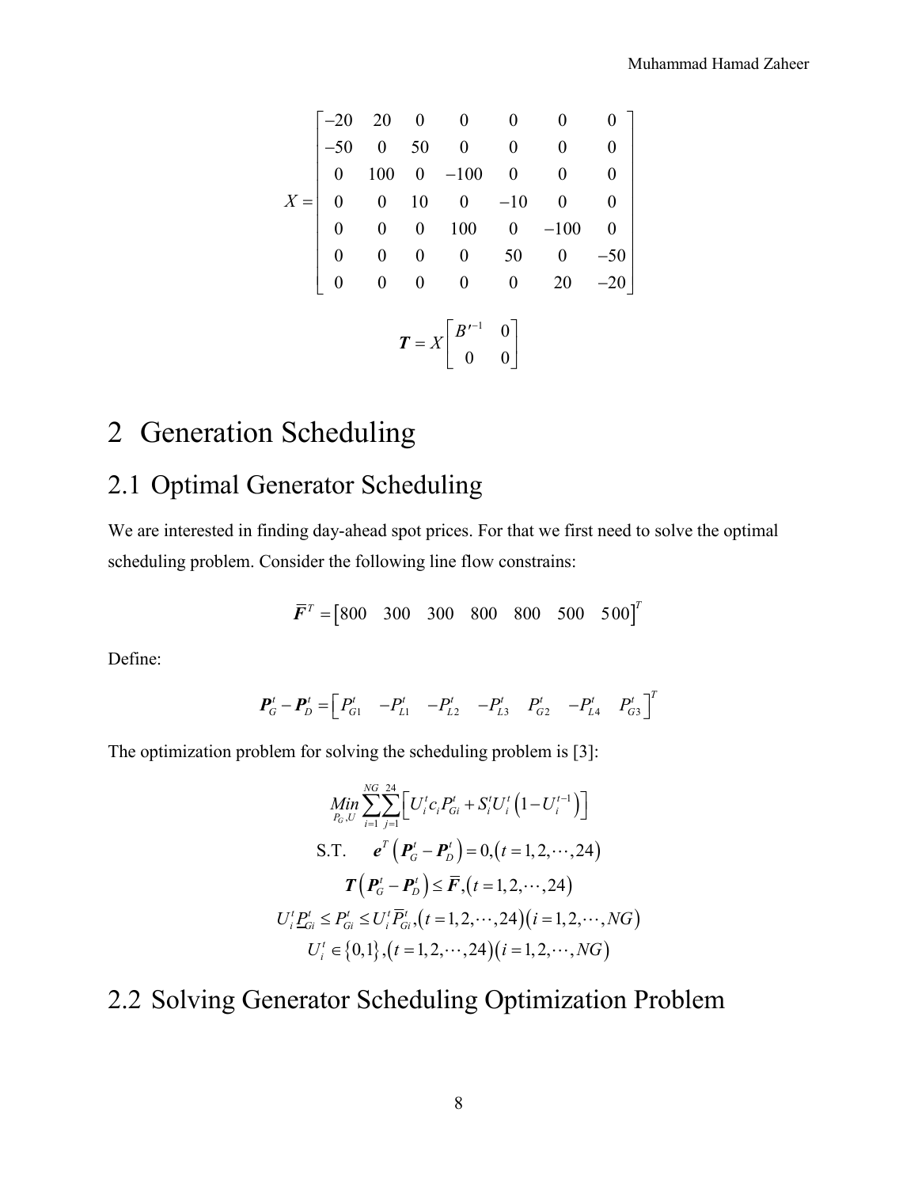$$
X = \begin{bmatrix} -20 & 20 & 0 & 0 & 0 & 0 & 0 \\ -50 & 0 & 50 & 0 & 0 & 0 & 0 \\ 0 & 100 & 0 & -100 & 0 & 0 & 0 \\ 0 & 0 & 10 & 0 & -10 & 0 & 0 \\ 0 & 0 & 0 & 100 & 0 & -100 & 0 \\ 0 & 0 & 0 & 0 & 50 & 0 & -50 \\ 0 & 0 & 0 & 0 & 0 & 20 & -20 \end{bmatrix}
$$

$$
\boldsymbol{T} = X \begin{bmatrix} B'^{-1} & 0 \\ 0 & 0 \end{bmatrix}
$$

# 2 Generation Scheduling

## 2.1 Optimal Generator Scheduling

We are interested in finding day-ahead spot prices. For that we first need to solve the optimal scheduling problem. Consider the following line flow constrains:

$$
\overline{\boldsymbol{F}}^T = \begin{bmatrix} 800 & 300 & 300 & 800 & 800 & 500 & 500 \end{bmatrix}^T
$$

Define:

$$
\boldsymbol{P}_G^t - \boldsymbol{P}_D^t = \begin{bmatrix} P_{G1}^t & -P_{L1}^t & -P_{L2}^t & -P_{L3}^t & P_{G2}^t & -P_{L4}^t & P_{G3}^t \end{bmatrix}^T
$$

The optimization problem for solving the scheduling problem is [3]:

$$
\begin{gathered}
\underset{P_G, U}{Min} \sum_{i=1}^{NG} \sum_{j=1}^{24} \left[ U_i^t c_i P_{Gi}^t + S_i^t U_i^t \left(1 - U_i^{t-1}\right) \right] \\
\text{S.T.} \quad \boldsymbol{e}^T \left( \boldsymbol{P}_G^t - \boldsymbol{P}_D^t \right) = 0, \left( t = 1, 2, \cdots, 24 \right) \\
\boldsymbol{T} \left( \boldsymbol{P}_G^t - \boldsymbol{P}_D^t \right) \leq \overline{\boldsymbol{F}}, \left( t = 1, 2, \cdots, 24 \right) \\
U_i^t \underline{P}_{Gi}^t \leq P_{Gi}^t \leq U_i^t \overline{P}_{Gi}^t, \left( t = 1, 2, \cdots, 24 \right) \left( i = 1, 2, \cdots, NG \right) \\
U_i^t \in \{0, 1\}, \left( t = 1, 2, \cdots, 24 \right) \left( i = 1, 2, \cdots, NG \right)
\end{gathered}
$$

## 2.2 Solving Generator Scheduling Optimization Problem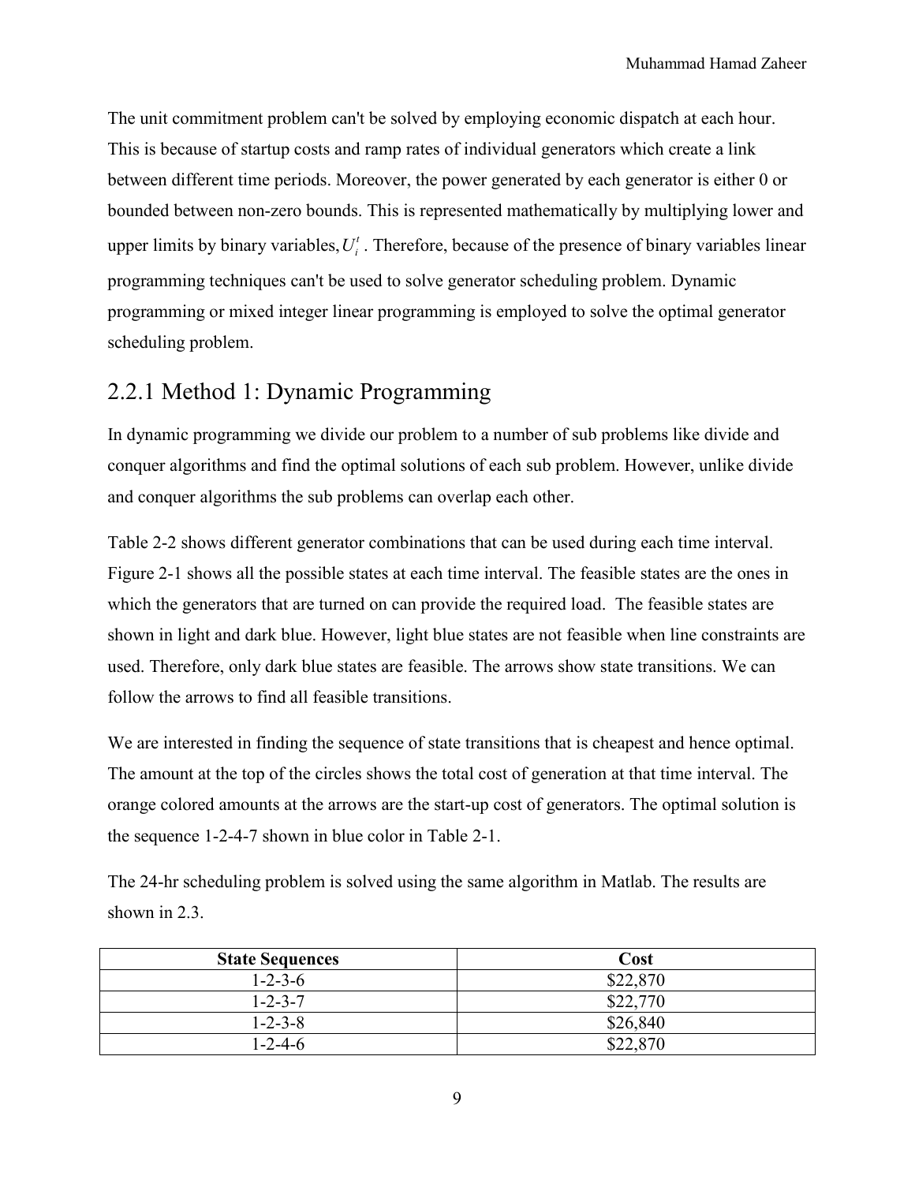The unit commitment problem can't be solved by employing economic dispatch at each hour. This is because of startup costs and ramp rates of individual generators which create a link between different time periods. Moreover, the power generated by each generator is either 0 or bounded between non-zero bounds. This is represented mathematically by multiplying lower and upper limits by binary variables, $U_i^t$. Therefore, because of the presence of binary variables linear programming techniques can't be used to solve generator scheduling problem. Dynamic programming or mixed integer linear programming is employed to solve the optimal generator scheduling problem.

## 2.2.1 Method 1: Dynamic Programming

In dynamic programming we divide our problem to a number of sub problems like divide and conquer algorithms and find the optimal solutions of each sub problem. However, unlike divide and conquer algorithms the sub problems can overlap each other.

Table 2-2 shows different generator combinations that can be used during each time interval. Figure 2-1 shows all the possible states at each time interval. The feasible states are the ones in which the generators that are turned on can provide the required load. The feasible states are shown in light and dark blue. However, light blue states are not feasible when line constraints are used. Therefore, only dark blue states are feasible. The arrows show state transitions. We can follow the arrows to find all feasible transitions.

We are interested in finding the sequence of state transitions that is cheapest and hence optimal. The amount at the top of the circles shows the total cost of generation at that time interval. The orange colored amounts at the arrows are the start-up cost of generators. The optimal solution is the sequence 1-2-4-7 shown in blue color in Table 2-1.

The 24-hr scheduling problem is solved using the same algorithm in Matlab. The results are shown in 2.3.

| State Sequences | Cost |
|---|---|
| 1-2-3-6 | $22,870 |
| 1-2-3-7 | $22,770 |
| 1-2-3-8 | $26,840 |
| 1-2-4-6 | $22,870 |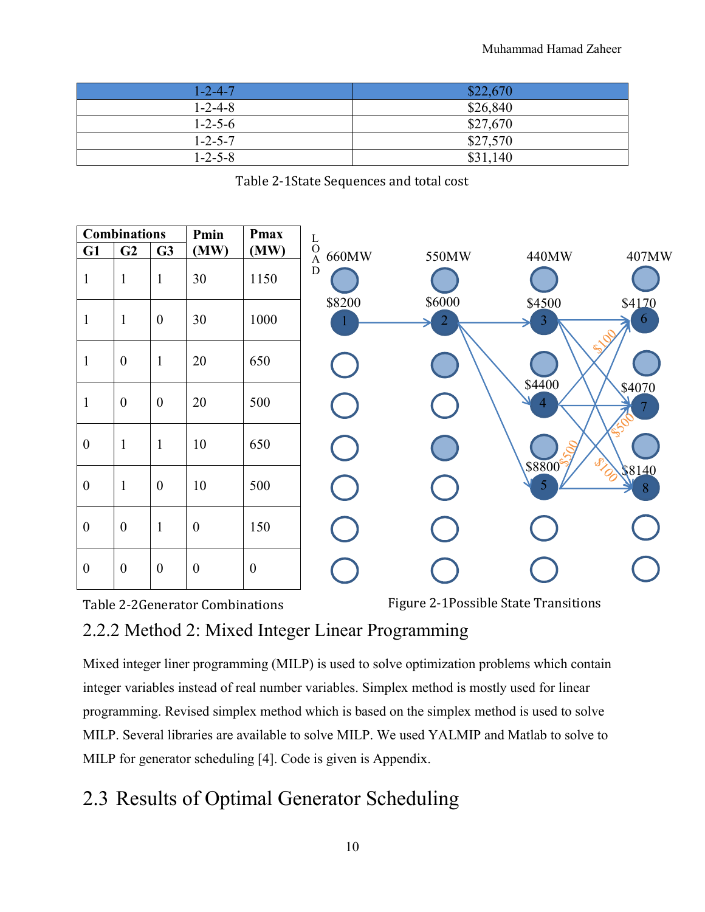| 1-2-4-7 | $22,670 |
|---|---|
| 1-2-4-8 | $26,840 |
| 1-2-5-6 | $27,670 |
| 1-2-5-7 | $27,570 |
| 1-2-5-8 | $31,140 |

Table 2-1State Sequences and total cost

| Combinations | | | Pmin (MW) | Pmax (MW) |
|---|---|---|---|---|
| G1 | G2 | G3 | | |
| 1 | 1 | 1 | 30 | 1150 |
| 1 | 1 | 0 | 30 | 1000 |
| 1 | 0 | 1 | 20 | 650 |
| 1 | 0 | 0 | 20 | 500 |
| 0 | 1 | 1 | 10 | 650 |
| 0 | 1 | 0 | 10 | 500 |
| 0 | 0 | 1 | 0 | 150 |
| 0 | 0 | 0 | 0 | 0 |

Table 2-2Generator Combinations

Figure 2-1Possible State Transitions

## 2.2.2 Method 2: Mixed Integer Linear Programming

Mixed integer liner programming (MILP) is used to solve optimization problems which contain integer variables instead of real number variables. Simplex method is mostly used for linear programming. Revised simplex method which is based on the simplex method is used to solve MILP. Several libraries are available to solve MILP. We used YALMIP and Matlab to solve to MILP for generator scheduling [4]. Code is given is Appendix.

# 2.3 Results of Optimal Generator Scheduling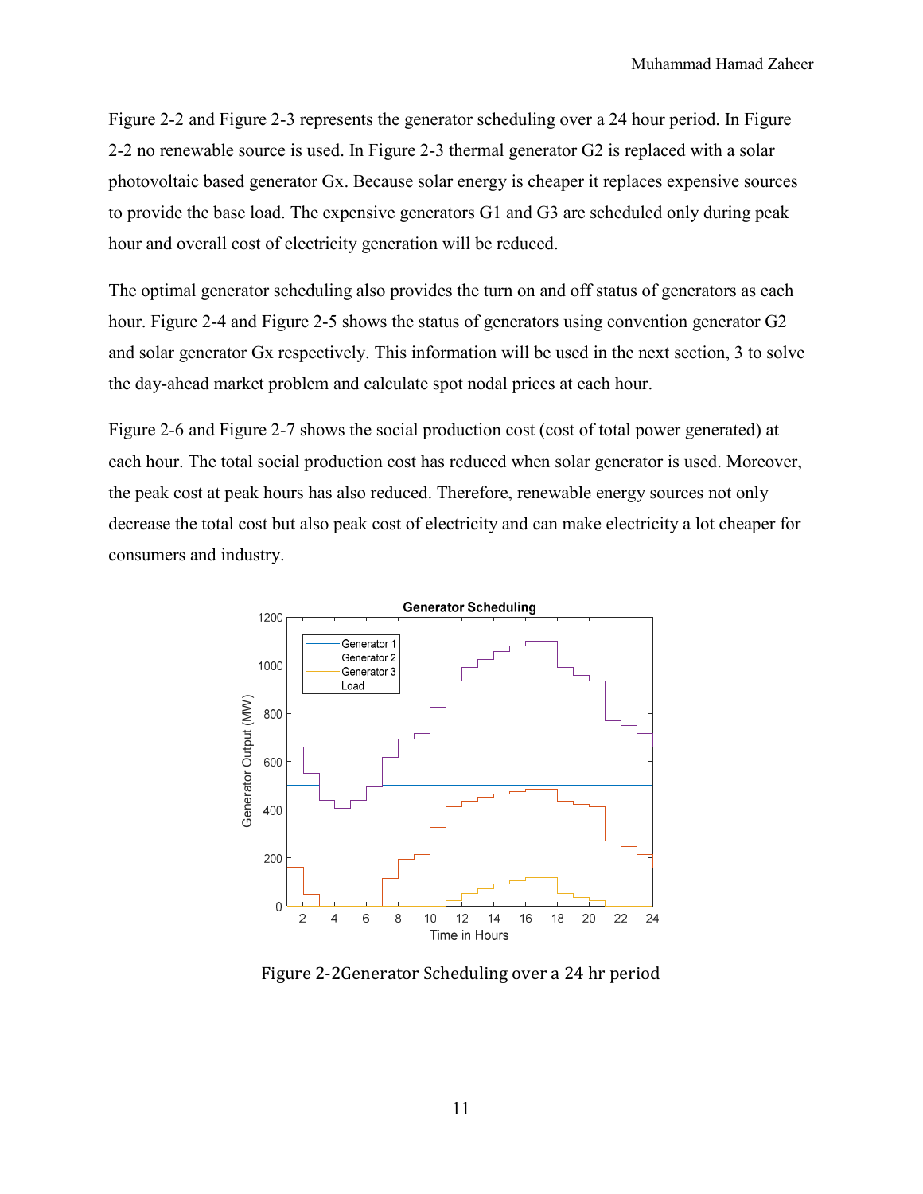Figure 2-2 and Figure 2-3 represents the generator scheduling over a 24 hour period. In Figure 2-2 no renewable source is used. In Figure 2-3 thermal generator G2 is replaced with a solar photovoltaic based generator Gx. Because solar energy is cheaper it replaces expensive sources to provide the base load. The expensive generators G1 and G3 are scheduled only during peak hour and overall cost of electricity generation will be reduced.

The optimal generator scheduling also provides the turn on and off status of generators as each hour. Figure 2-4 and Figure 2-5 shows the status of generators using convention generator G2 and solar generator Gx respectively. This information will be used in the next section, 3 to solve the day-ahead market problem and calculate spot nodal prices at each hour.

Figure 2-6 and Figure 2-7 shows the social production cost (cost of total power generated) at each hour. The total social production cost has reduced when solar generator is used. Moreover, the peak cost at peak hours has also reduced. Therefore, renewable energy sources not only decrease the total cost but also peak cost of electricity and can make electricity a lot cheaper for consumers and industry.

Figure 2-2Generator Scheduling over a 24 hr period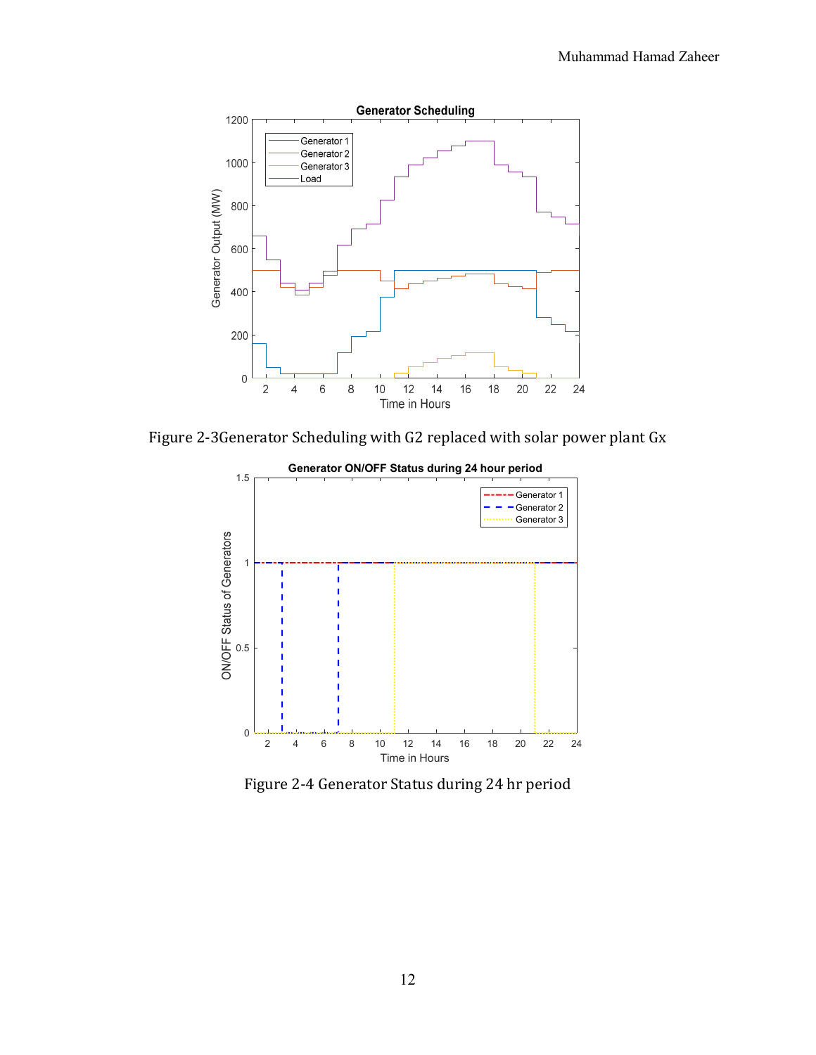Figure 2-3Generator Scheduling with G2 replaced with solar power plant Gx

Figure 2-4 Generator Status during 24 hr period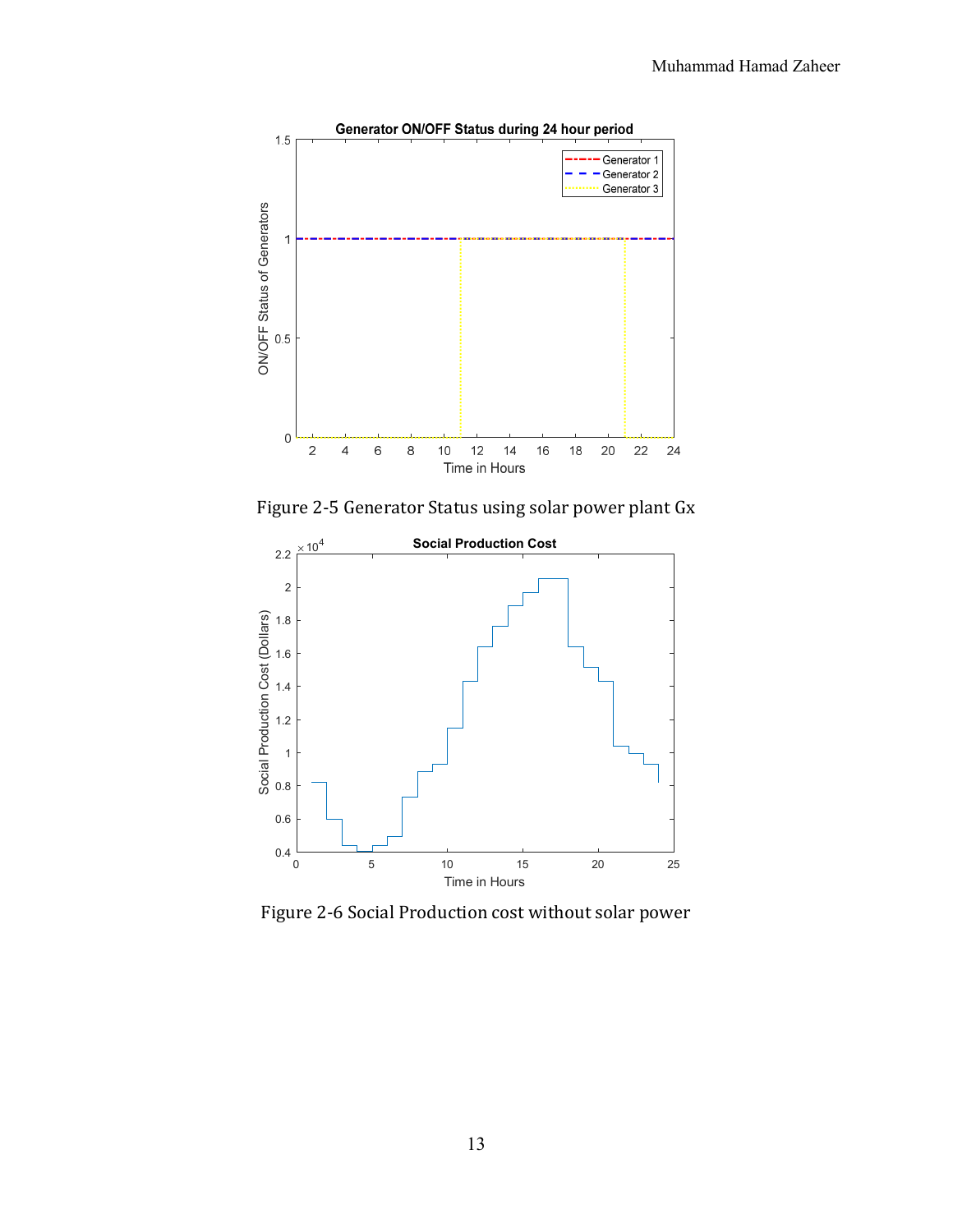Figure 2-5 Generator Status using solar power plant Gx

Figure 2-6 Social Production cost without solar power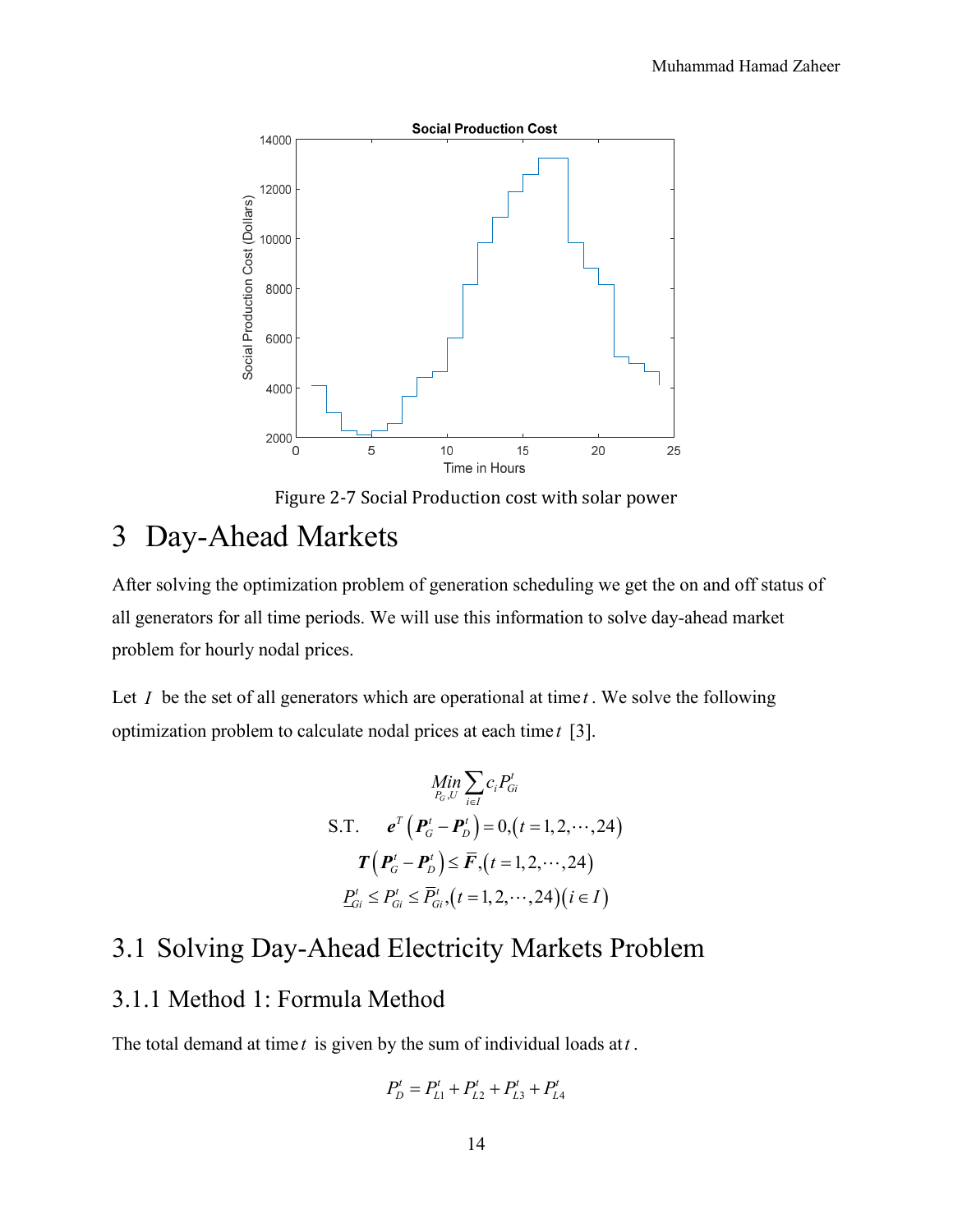Figure 2-7 Social Production cost with solar power

# 3 Day-Ahead Markets

After solving the optimization problem of generation scheduling we get the on and off status of all generators for all time periods. We will use this information to solve day-ahead market problem for hourly nodal prices.

Let $I$ be the set of all generators which are operational at time $t$. We solve the following optimization problem to calculate nodal prices at each time $t$ [3].

$$\underset{P_G,U}{Min} \sum_{i \in I} c_i P_{Gi}^t$$

$$\text{S.T.} \quad \boldsymbol{e}^T \left( \boldsymbol{P}_G^t - \boldsymbol{P}_D^t \right) = 0, \left( t = 1, 2, \cdots, 24 \right)$$

$$\boldsymbol{T} \left( \boldsymbol{P}_G^t - \boldsymbol{P}_D^t \right) \leq \overline{\boldsymbol{F}}, \left( t = 1, 2, \cdots, 24 \right)$$

$$\underline{P}_{Gi}^t \leq P_{Gi}^t \leq \overline{P}_{Gi}^t, \left( t = 1, 2, \cdots, 24 \right) \left( i \in I \right)$$

## 3.1 Solving Day-Ahead Electricity Markets Problem

### 3.1.1 Method 1: Formula Method

The total demand at time $t$ is given by the sum of individual loads at $t$.

$$P_D^t = P_{L1}^t + P_{L2}^t + P_{L3}^t + P_{L4}^t$$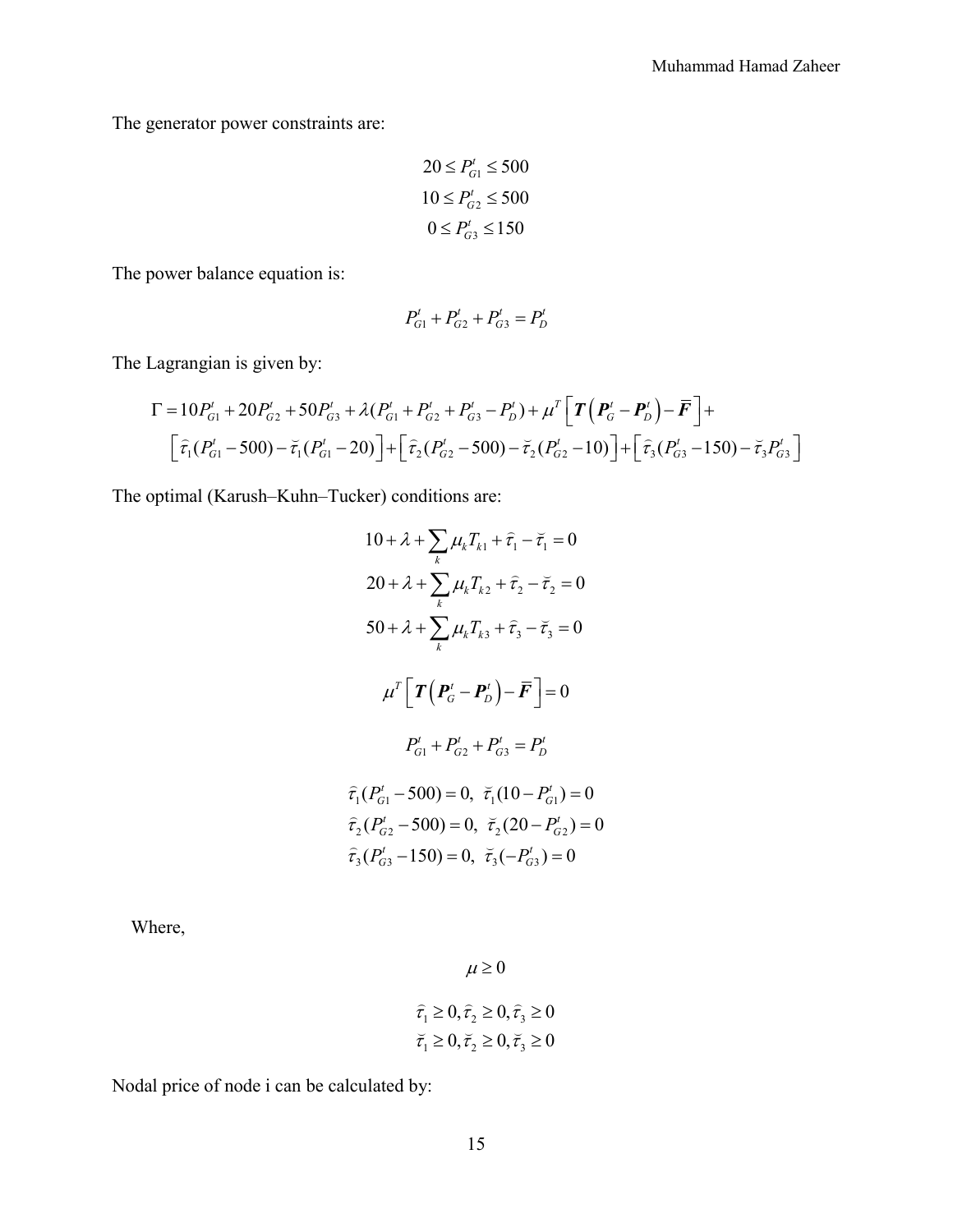The generator power constraints are:

$$
\begin{aligned}
20 &\le P_{G1}^t \le 500 \\
10 &\le P_{G2}^t \le 500 \\
0 &\le P_{G3}^t \le 150
\end{aligned}
$$

The power balance equation is:

$$
P_{G1}^t + P_{G2}^t + P_{G3}^t = P_D^t
$$

The Lagrangian is given by:

$$
\begin{aligned}
\Gamma = {} & 10P_{G1}^t + 20P_{G2}^t + 50P_{G3}^t + \lambda(P_{G1}^t + P_{G2}^t + P_{G3}^t - P_D^t) + \mu^T\left[\boldsymbol{T}\left(\boldsymbol{P}_G^t - \boldsymbol{P}_D^t\right) - \overline{\boldsymbol{F}}\right] + \\
& \left[\hat{\tau}_1(P_{G1}^t - 500) - \breve{\tau}_1(P_{G1}^t - 20)\right] + \left[\hat{\tau}_2(P_{G2}^t - 500) - \breve{\tau}_2(P_{G2}^t - 10)\right] + \left[\hat{\tau}_3(P_{G3}^t - 150) - \breve{\tau}_3 P_{G3}^t\right]
\end{aligned}
$$

The optimal (Karush–Kuhn–Tucker) conditions are:

$$
10 + \lambda + \sum_k \mu_k T_{k1} + \hat{\tau}_1 - \breve{\tau}_1 = 0
$$

$$
20 + \lambda + \sum_k \mu_k T_{k2} + \hat{\tau}_2 - \breve{\tau}_2 = 0
$$

$$
50 + \lambda + \sum_k \mu_k T_{k3} + \hat{\tau}_3 - \breve{\tau}_3 = 0
$$

$$
\mu^T\left[\boldsymbol{T}\left(\boldsymbol{P}_G^t - \boldsymbol{P}_D^t\right) - \overline{\boldsymbol{F}}\right] = 0
$$

$$
P_{G1}^t + P_{G2}^t + P_{G3}^t = P_D^t
$$

$$
\begin{aligned}
&\hat{\tau}_1(P_{G1}^t - 500) = 0, \ \breve{\tau}_1(10 - P_{G1}^t) = 0 \\
&\hat{\tau}_2(P_{G2}^t - 500) = 0, \ \breve{\tau}_2(20 - P_{G2}^t) = 0 \\
&\hat{\tau}_3(P_{G3}^t - 150) = 0, \ \breve{\tau}_3(-P_{G3}^t) = 0
\end{aligned}
$$

Where,

$$
\mu \ge 0
$$

$$
\begin{aligned}
&\hat{\tau}_1 \ge 0, \hat{\tau}_2 \ge 0, \hat{\tau}_3 \ge 0 \\
&\breve{\tau}_1 \ge 0, \breve{\tau}_2 \ge 0, \breve{\tau}_3 \ge 0
\end{aligned}
$$

Nodal price of node i can be calculated by: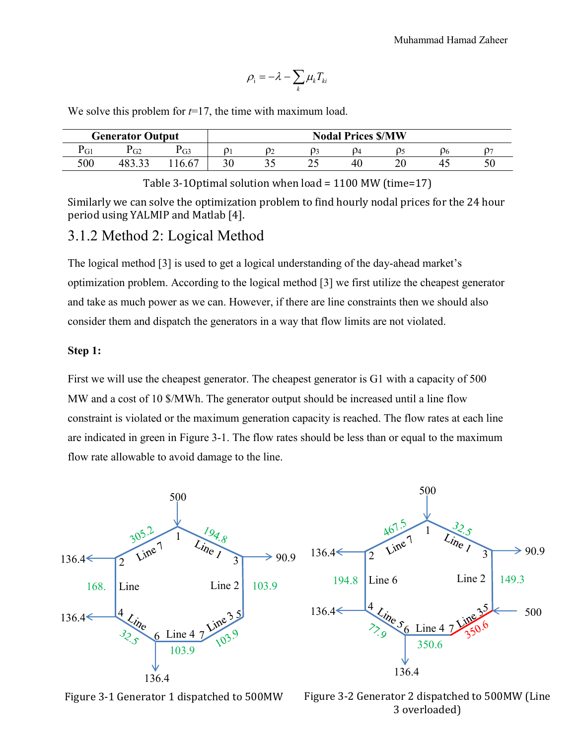$$\rho_i = -\lambda - \sum_k \mu_k T_{ki}$$

We solve this problem for $t$=17, the time with maximum load.

| Generator Output | | | Nodal Prices $/MW | | | | | | |
|---|---|---|---|---|---|---|---|---|---|
| $P_{G1}$ | $P_{G2}$ | $P_{G3}$ | $\rho_1$ | $\rho_2$ | $\rho_3$ | $\rho_4$ | $\rho_5$ | $\rho_6$ | $\rho_7$ |
| 500 | 483.33 | 116.67 | 30 | 35 | 25 | 40 | 20 | 45 | 50 |

Table 3-1Optimal solution when load = 1100 MW (time=17)

Similarly we can solve the optimization problem to find hourly nodal prices for the 24 hour period using YALMIP and Matlab [4].

### 3.1.2 Method 2: Logical Method

The logical method [3] is used to get a logical understanding of the day-ahead market's optimization problem. According to the logical method [3] we first utilize the cheapest generator and take as much power as we can. However, if there are line constraints then we should also consider them and dispatch the generators in a way that flow limits are not violated.

**Step 1:**

First we will use the cheapest generator. The cheapest generator is G1 with a capacity of 500 MW and a cost of 10 $/MWh. The generator output should be increased until a line flow constraint is violated or the maximum generation capacity is reached. The flow rates at each line are indicated in green in Figure 3-1. The flow rates should be less than or equal to the maximum flow rate allowable to avoid damage to the line.

Figure 3-1 Generator 1 dispatched to 500MW

Figure 3-2 Generator 2 dispatched to 500MW (Line 3 overloaded)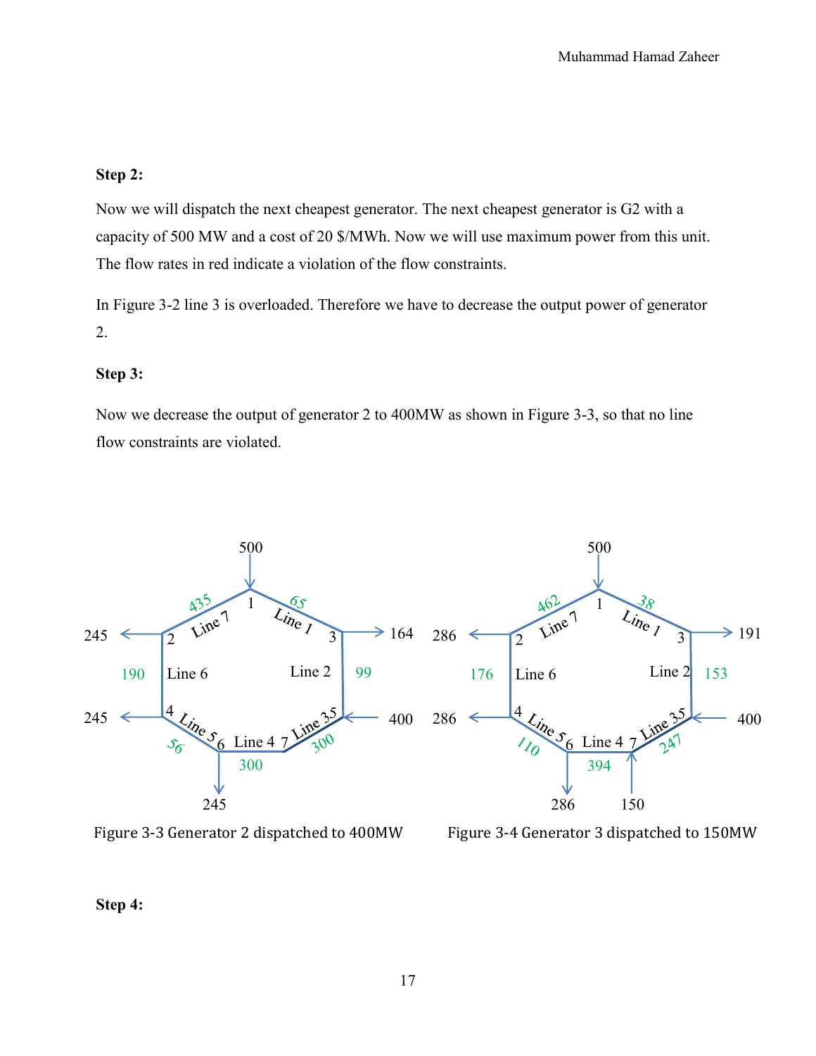**Step 2:**

Now we will dispatch the next cheapest generator. The next cheapest generator is G2 with a capacity of 500 MW and a cost of 20 $/MWh. Now we will use maximum power from this unit. The flow rates in red indicate a violation of the flow constraints.

In Figure 3-2 line 3 is overloaded. Therefore we have to decrease the output power of generator 2.

**Step 3:**

Now we decrease the output of generator 2 to 400MW as shown in Figure 3-3, so that no line flow constraints are violated.

Figure 3-3 Generator 2 dispatched to 400MW

Figure 3-4 Generator 3 dispatched to 150MW

**Step 4:**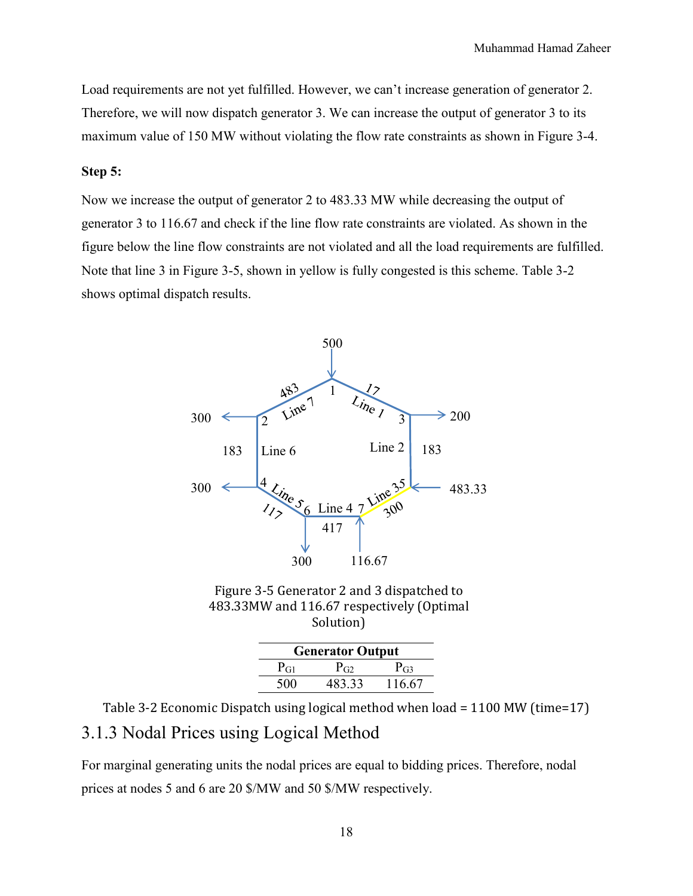Load requirements are not yet fulfilled. However, we can't increase generation of generator 2. Therefore, we will now dispatch generator 3. We can increase the output of generator 3 to its maximum value of 150 MW without violating the flow rate constraints as shown in Figure 3-4.

**Step 5:**

Now we increase the output of generator 2 to 483.33 MW while decreasing the output of generator 3 to 116.67 and check if the line flow rate constraints are violated. As shown in the figure below the line flow constraints are not violated and all the load requirements are fulfilled. Note that line 3 in Figure 3-5, shown in yellow is fully congested is this scheme. Table 3-2 shows optimal dispatch results.

Figure 3-5 Generator 2 and 3 dispatched to 483.33MW and 116.67 respectively (Optimal Solution)

| Generator Output | | |
|---|---|---|
| $P_{G1}$ | $P_{G2}$ | $P_{G3}$ |
| 500 | 483.33 | 116.67 |

Table 3-2 Economic Dispatch using logical method when load = 1100 MW (time=17)

### 3.1.3 Nodal Prices using Logical Method

For marginal generating units the nodal prices are equal to bidding prices. Therefore, nodal prices at nodes 5 and 6 are 20 $/MW and 50 $/MW respectively.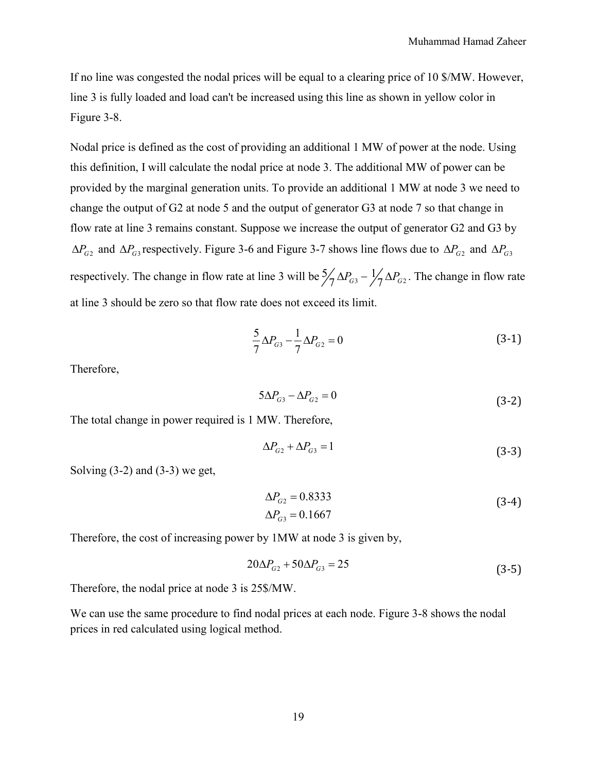If no line was congested the nodal prices will be equal to a clearing price of 10 \$/MW. However, line 3 is fully loaded and load can't be increased using this line as shown in yellow color in Figure 3-8.

Nodal price is defined as the cost of providing an additional 1 MW of power at the node. Using this definition, I will calculate the nodal price at node 3. The additional MW of power can be provided by the marginal generation units. To provide an additional 1 MW at node 3 we need to change the output of G2 at node 5 and the output of generator G3 at node 7 so that change in flow rate at line 3 remains constant. Suppose we increase the output of generator G2 and G3 by $\Delta P_{G2}$ and $\Delta P_{G3}$ respectively. Figure 3-6 and Figure 3-7 shows line flows due to $\Delta P_{G2}$ and $\Delta P_{G3}$ respectively. The change in flow rate at line 3 will be $\frac{5}{7}\Delta P_{G3} - \frac{1}{7}\Delta P_{G2}$. The change in flow rate at line 3 should be zero so that flow rate does not exceed its limit.

$$\frac{5}{7}\Delta P_{G3} - \frac{1}{7}\Delta P_{G2} = 0 \tag{3-1}$$

Therefore,

$$5\Delta P_{G3} - \Delta P_{G2} = 0 \tag{3-2}$$

The total change in power required is 1 MW. Therefore,

$$\Delta P_{G2} + \Delta P_{G3} = 1 \tag{3-3}$$

Solving (3-2) and (3-3) we get,

$$\begin{aligned} \Delta P_{G2} &= 0.8333 \\ \Delta P_{G3} &= 0.1667 \end{aligned} \tag{3-4}$$

Therefore, the cost of increasing power by 1MW at node 3 is given by,

$$20\Delta P_{G2} + 50\Delta P_{G3} = 25 \tag{3-5}$$

Therefore, the nodal price at node 3 is 25\$/MW.

We can use the same procedure to find nodal prices at each node. Figure 3-8 shows the nodal prices in red calculated using logical method.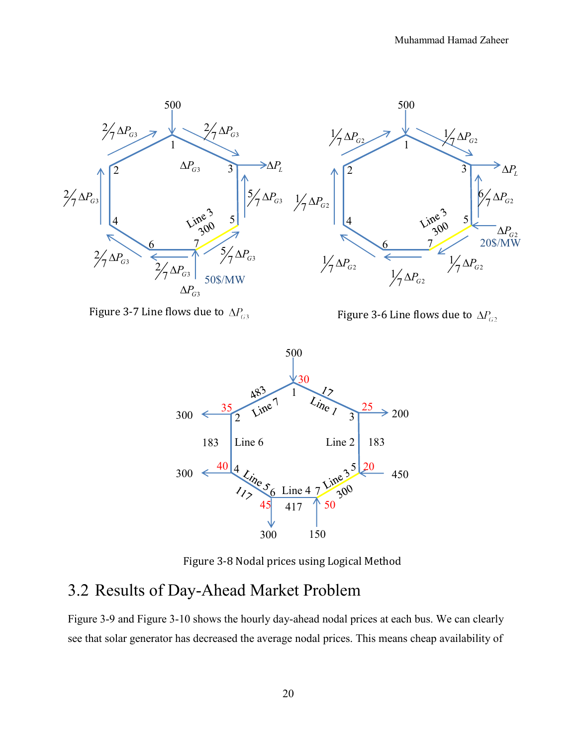Figure 3-7 Line flows due to $\Delta P_{G3}$

Figure 3-6 Line flows due to $\Delta P_{G2}$

Figure 3-8 Nodal prices using Logical Method

## 3.2 Results of Day-Ahead Market Problem

Figure 3-9 and Figure 3-10 shows the hourly day-ahead nodal prices at each bus. We can clearly see that solar generator has decreased the average nodal prices. This means cheap availability of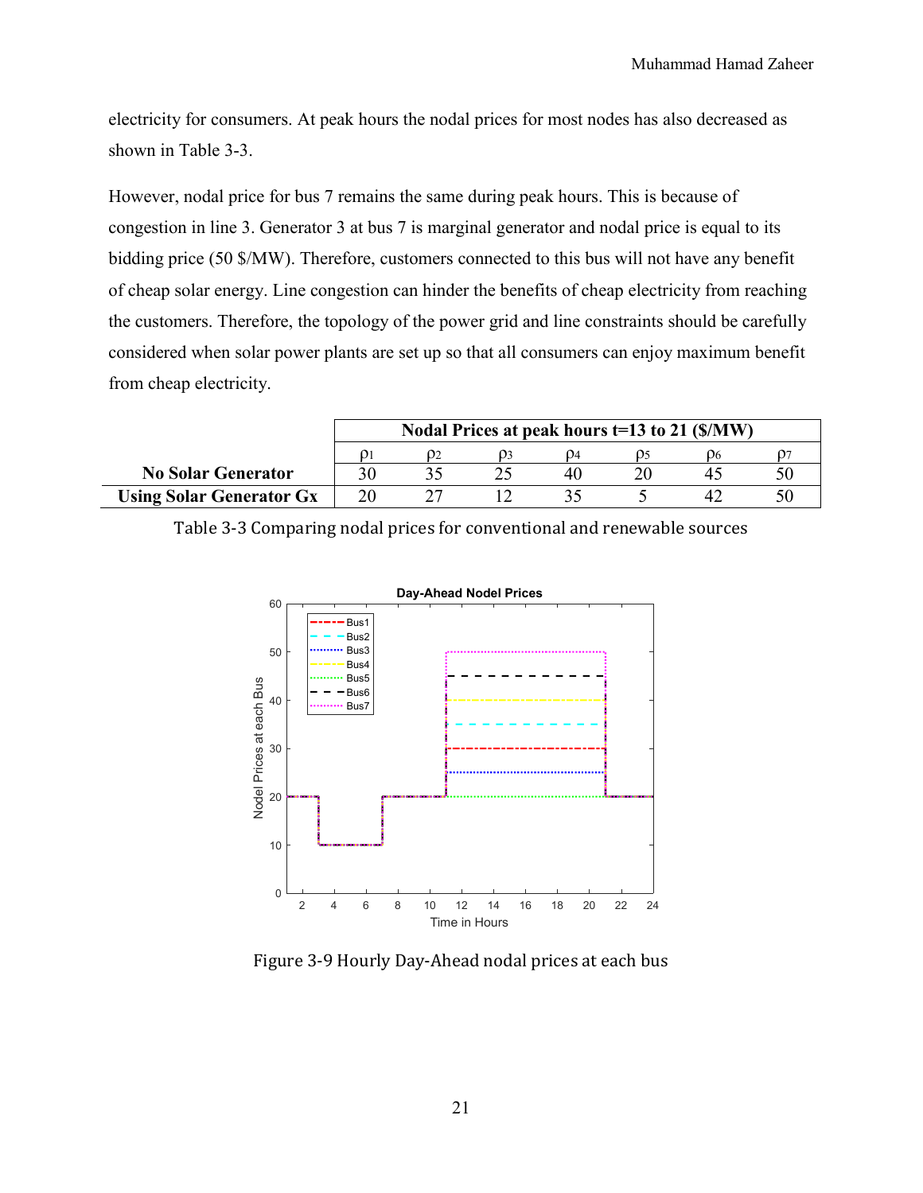electricity for consumers. At peak hours the nodal prices for most nodes has also decreased as shown in Table 3-3.

However, nodal price for bus 7 remains the same during peak hours. This is because of congestion in line 3. Generator 3 at bus 7 is marginal generator and nodal price is equal to its bidding price (50 $/MW). Therefore, customers connected to this bus will not have any benefit of cheap solar energy. Line congestion can hinder the benefits of cheap electricity from reaching the customers. Therefore, the topology of the power grid and line constraints should be carefully considered when solar power plants are set up so that all consumers can enjoy maximum benefit from cheap electricity.

| | **Nodal Prices at peak hours t=13 to 21 ($/MW)** | | | | | | |
|---|---|---|---|---|---|---|---|
| | $\rho_1$ | $\rho_2$ | $\rho_3$ | $\rho_4$ | $\rho_5$ | $\rho_6$ | $\rho_7$ |
| **No Solar Generator** | 30 | 35 | 25 | 40 | 20 | 45 | 50 |
| **Using Solar Generator Gx** | 20 | 27 | 12 | 35 | 5 | 42 | 50 |

Table 3-3 Comparing nodal prices for conventional and renewable sources

Figure 3-9 Hourly Day-Ahead nodal prices at each bus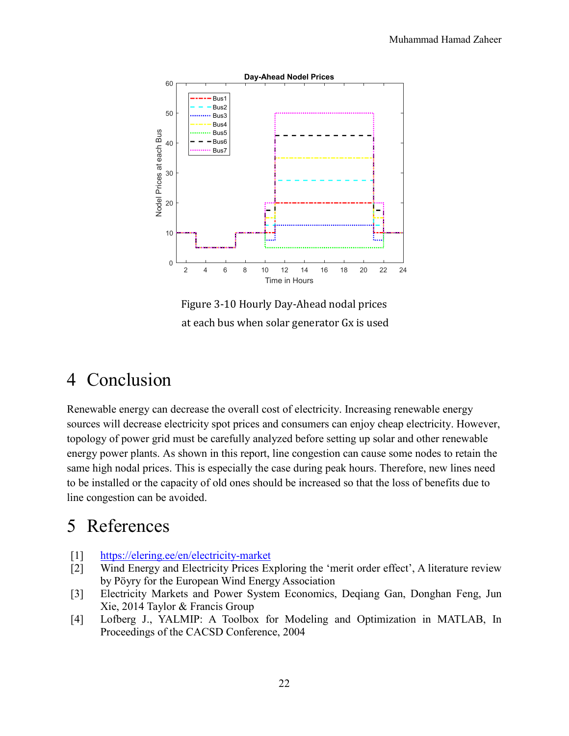Figure 3-10 Hourly Day-Ahead nodal prices at each bus when solar generator Gx is used

# 4 Conclusion

Renewable energy can decrease the overall cost of electricity. Increasing renewable energy sources will decrease electricity spot prices and consumers can enjoy cheap electricity. However, topology of power grid must be carefully analyzed before setting up solar and other renewable energy power plants. As shown in this report, line congestion can cause some nodes to retain the same high nodal prices. This is especially the case during peak hours. Therefore, new lines need to be installed or the capacity of old ones should be increased so that the loss of benefits due to line congestion can be avoided.

# 5 References

[1] https://elering.ee/en/electricity-market

[2] Wind Energy and Electricity Prices Exploring the 'merit order effect', A literature review by Pöyry for the European Wind Energy Association

[3] Electricity Markets and Power System Economics, Deqiang Gan, Donghan Feng, Jun Xie, 2014 Taylor & Francis Group

[4] Lofberg J., YALMIP: A Toolbox for Modeling and Optimization in MATLAB, In Proceedings of the CACSD Conference, 2004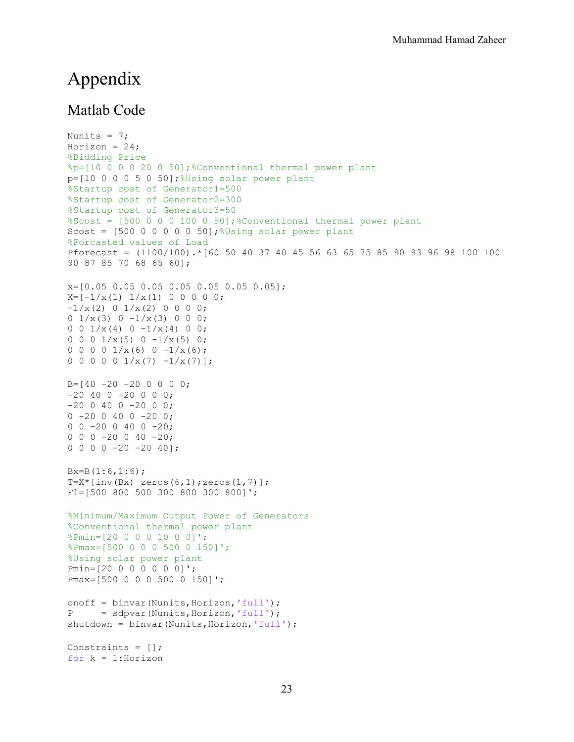# Appendix

## Matlab Code

```
Nunits = 7;
Horizon = 24;
%Bidding Price
%p=[10 0 0 0 20 0 50];%Conventional thermal power plant
p=[10 0 0 0 5 0 50];%Using solar power plant
%Startup cost of Generator1=500
%Startup cost of Generator2=300
%Startup cost of Generator3=50
%Scost = [500 0 0 0 100 0 50];%Conventional thermal power plant
Scost = [500 0 0 0 0 0 50];%Using solar power plant
%Forcasted values of Load
Pforecast = (1100/100).*[60 50 40 37 40 45 56 63 65 75 85 90 93 96 98 100 100
90 87 85 70 68 65 60];

x=[0.05 0.05 0.05 0.05 0.05 0.05 0.05];
X=[-1/x(1) 1/x(1) 0 0 0 0 0;
-1/x(2) 0 1/x(2) 0 0 0 0;
0 1/x(3) 0 -1/x(3) 0 0 0;
0 0 1/x(4) 0 -1/x(4) 0 0;
0 0 0 1/x(5) 0 -1/x(5) 0;
0 0 0 0 1/x(6) 0 -1/x(6);
0 0 0 0 0 1/x(7) -1/x(7)];

B=[40 -20 -20 0 0 0 0;
-20 40 0 -20 0 0 0;
-20 0 40 0 -20 0 0;
0 -20 0 40 0 -20 0;
0 0 -20 0 40 0 -20;
0 0 0 -20 0 40 -20;
0 0 0 0 -20 -20 40];

Bx=B(1:6,1:6);
T=X*[inv(Bx) zeros(6,1);zeros(1,7)];
Fl=[500 800 500 300 800 300 800]';

%Minimum/Maximum Output Power of Generators
%Conventional thermal power plant
%Pmin=[20 0 0 0 10 0 0]';
%Pmax=[500 0 0 0 500 0 150]';
%Using solar power plant
Pmin=[20 0 0 0 0 0 0]';
Pmax=[500 0 0 0 500 0 150]';

onoff = binvar(Nunits,Horizon,'full');
P     = sdpvar(Nunits,Horizon,'full');
shutdown = binvar(Nunits,Horizon,'full');

Constraints = [];
for k = 1:Horizon
```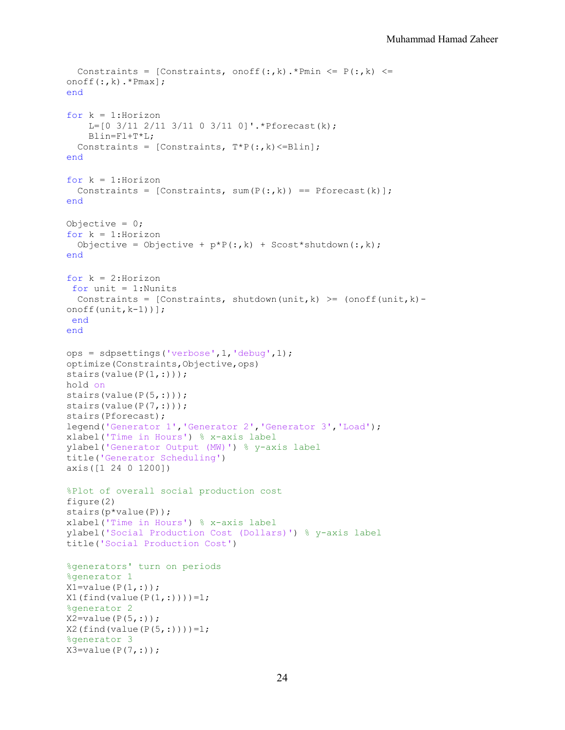```
  Constraints = [Constraints, onoff(:,k).*Pmin <= P(:,k) <=
onoff(:,k).*Pmax];
end

for k = 1:Horizon
    L=[0 3/11 2/11 3/11 0 3/11 0]'.*Pforecast(k);
    Blin=Fl+T*L;
  Constraints = [Constraints, T*P(:,k)<=Blin];
end

for k = 1:Horizon
  Constraints = [Constraints, sum(P(:,k)) == Pforecast(k)];
end

Objective = 0;
for k = 1:Horizon
  Objective = Objective + p*P(:,k) + Scost*shutdown(:,k);
end

for k = 2:Horizon
 for unit = 1:Nunits
  Constraints = [Constraints, shutdown(unit,k) >= (onoff(unit,k)-
onoff(unit,k-1))];
 end
end

ops = sdpsettings('verbose',1,'debug',1);
optimize(Constraints,Objective,ops)
stairs(value(P(1,:)));
hold on
stairs(value(P(5,:)));
stairs(value(P(7,:)));
stairs(Pforecast);
legend('Generator 1','Generator 2','Generator 3','Load');
xlabel('Time in Hours') % x-axis label
ylabel('Generator Output (MW)') % y-axis label
title('Generator Scheduling')
axis([1 24 0 1200])

%Plot of overall social production cost
figure(2)
stairs(p*value(P));
xlabel('Time in Hours') % x-axis label
ylabel('Social Production Cost (Dollars)') % y-axis label
title('Social Production Cost')

%generators' turn on periods
%generator 1
X1=value(P(1,:));
X1(find(value(P(1,:))))=1;
%generator 2
X2=value(P(5,:));
X2(find(value(P(5,:))))=1;
%generator 3
X3=value(P(7,:));
```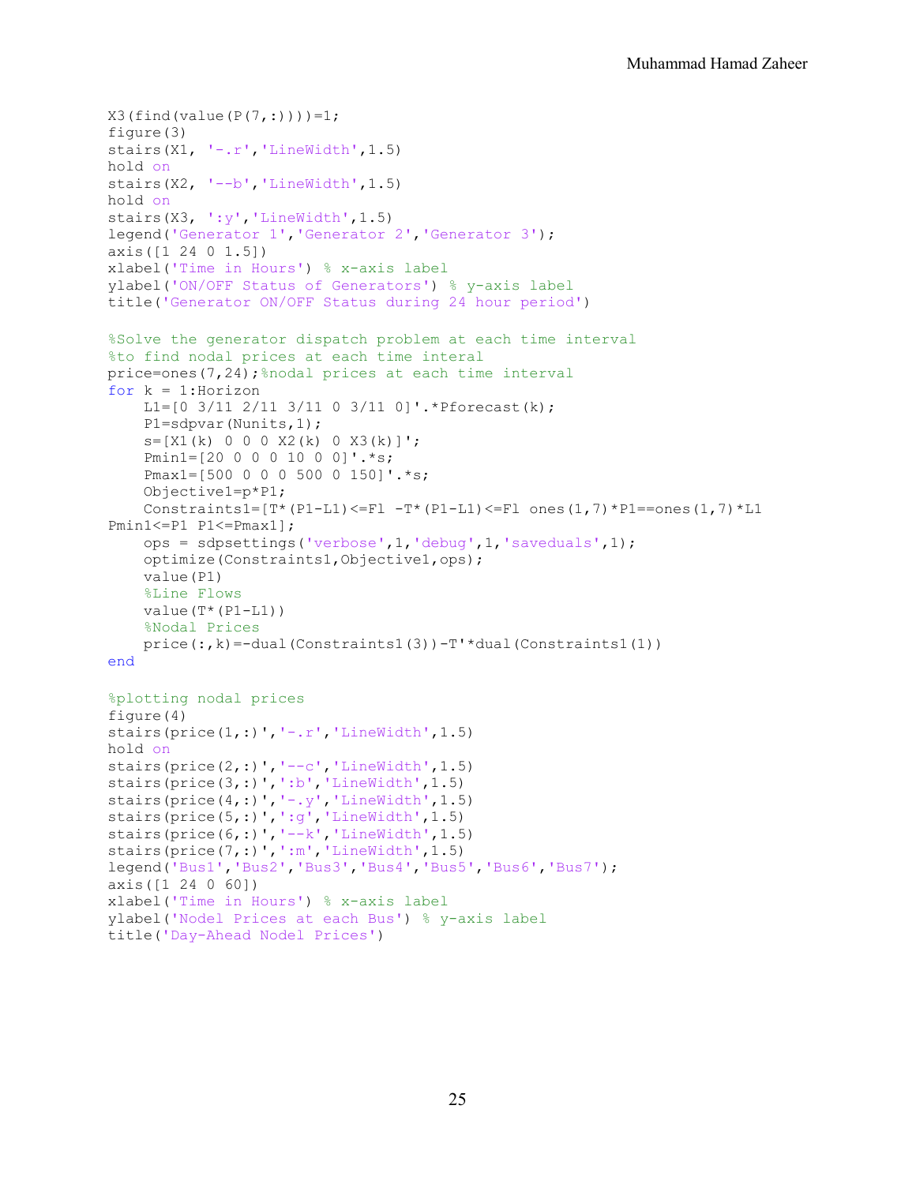```
X3(find(value(P(7,:))))=1;
figure(3)
stairs(X1, '-.r','LineWidth',1.5)
hold on
stairs(X2, '--b','LineWidth',1.5)
hold on
stairs(X3, ':y','LineWidth',1.5)
legend('Generator 1','Generator 2','Generator 3');
axis([1 24 0 1.5])
xlabel('Time in Hours') % x-axis label
ylabel('ON/OFF Status of Generators') % y-axis label
title('Generator ON/OFF Status during 24 hour period')

%Solve the generator dispatch problem at each time interval
%to find nodal prices at each time interal
price=ones(7,24);%nodal prices at each time interval
for k = 1:Horizon
    L1=[0 3/11 2/11 3/11 0 3/11 0]'.*Pforecast(k);
    P1=sdpvar(Nunits,1);
    s=[X1(k) 0 0 0 X2(k) 0 X3(k)]';
    Pmin1=[20 0 0 0 10 0 0]'.*s;
    Pmax1=[500 0 0 0 500 0 150]'.*s;
    Objective1=p*P1;
    Constraints1=[T*(P1-L1)<=Fl -T*(P1-L1)<=Fl ones(1,7)*P1==ones(1,7)*L1
Pmin1<=P1 P1<=Pmax1];
    ops = sdpsettings('verbose',1,'debug',1,'saveduals',1);
    optimize(Constraints1,Objective1,ops);
    value(P1)
    %Line Flows
    value(T*(P1-L1))
    %Nodal Prices
    price(:,k)=-dual(Constraints1(3))-T'*dual(Constraints1(1))
end

%plotting nodal prices
figure(4)
stairs(price(1,:)','-.r','LineWidth',1.5)
hold on
stairs(price(2,:)','--c','LineWidth',1.5)
stairs(price(3,:)',':b','LineWidth',1.5)
stairs(price(4,:)','-.y','LineWidth',1.5)
stairs(price(5,:)',':g','LineWidth',1.5)
stairs(price(6,:)','--k','LineWidth',1.5)
stairs(price(7,:)',':m','LineWidth',1.5)
legend('Bus1','Bus2','Bus3','Bus4','Bus5','Bus6','Bus7');
axis([1 24 0 60])
xlabel('Time in Hours') % x-axis label
ylabel('Nodel Prices at each Bus') % y-axis label
title('Day-Ahead Nodel Prices')
```